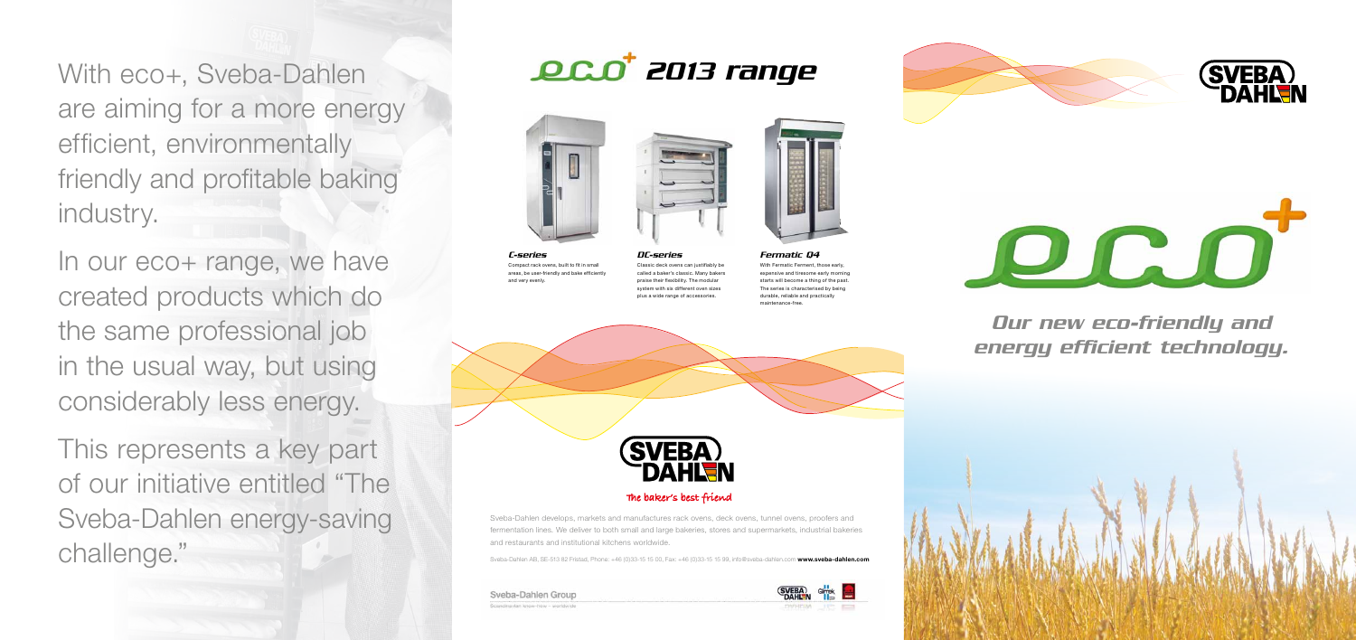With eco+, Sveba-Dahlen are aiming for a more energy efficient, environmentally friendly and profitable baking industry.

In our eco+ range, we have created products which do the same professional job in the usual way, but using considerably less energy.

This represents a key part of our initiative entitled "The Sveba-Dahlen energy-saving challenge."

# eco+ 2013 range

***C-series***

Compact rack ovens, built to fit in small areas, be user-friendly and bake efficiently and very evenly.

***DC-series***

Classic deck ovens can justifiably be called a baker's classic. Many bakers praise their flexibility. The modular system with six different oven sizes plus a wide range of accessories.

***Fermatic 04***

With Fermatic Ferment, those early, expensive and tiresome early morning starts will become a thing of the past. The series is characterised by being durable, reliable and practically maintenance-free.

SVEBA DAHLEN

The baker's best friend

Sveba-Dahlen develops, markets and manufactures rack ovens, deck ovens, tunnel ovens, proofers and fermentation lines. We deliver to both small and large bakeries, stores and supermarkets, industrial bakeries and restaurants and institutional kitchens worldwide.

Sveba-Dahlen AB, SE-513 82 Fristad, Phone: +46 (0)33-15 15 00, Fax: +46 (0)33-15 15 99, info@sveba-dahlen.com **www.sveba-dahlen.com**

Sveba-Dahlen Group

SVEBA DAHLEN

eco+

***Our new eco-friendly and energy efficient technology.***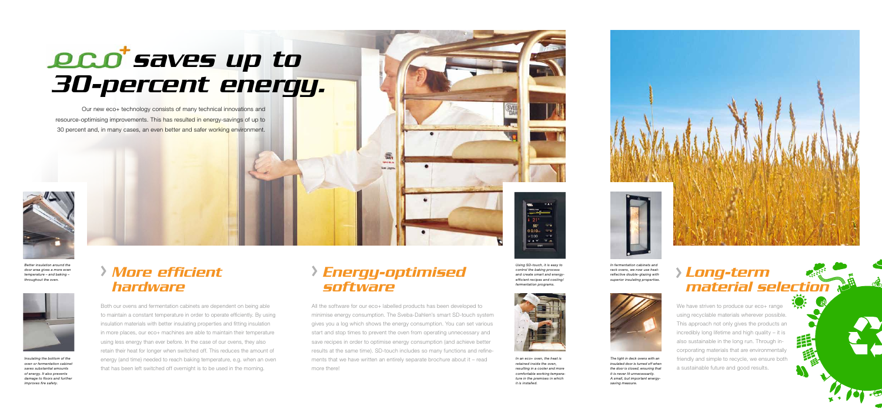# eco+ saves up to 30-percent energy.

Our new eco+ technology consists of many technical innovations and resource-optimising improvements. This has resulted in energy-savings of up to 30 percent and, in many cases, an even better and safer working environment.

*Better insulation around the door area gives a more even temperature – and baking – throughout the oven.*

*Insulating the bottom of the oven or fermentation cabinet saves substantial amounts of energy. It also prevents damage to floors and further improves fire safety.*

## › More efficient hardware

Both our ovens and fermentation cabinets are dependent on being able to maintain a constant temperature in order to operate efficiently. By using insulation materials with better insulating properties and fitting insulation in more places, our eco+ machines are able to maintain their temperature using less energy than ever before. In the case of our ovens, they also retain their heat for longer when switched off. This reduces the amount of energy (and time) needed to reach baking temperature, e.g. when an oven that has been left switched off overnight is to be used in the morning.

## › Energy-optimised software

All the software for our eco+ labelled products has been developed to minimise energy consumption. The Sveba-Dahlen's smart SD-touch system gives you a log which shows the energy consumption. You can set various start and stop times to prevent the oven from operating unnecessary and save recipes in order to optimise energy consumption (and achieve better results at the same time). SD-touch includes so many functions and refinements that we have written an entirely separate brochure about it – read more there!

*Using SD-touch, it is easy to control the baking process and create smart and energy-efficient recipes and cooling/fermentation programs.*

*In an eco+ oven, the heat is retained inside the oven, resulting in a cooler and more comfortable working temperature in the premises in which it is installed.*

*In fermentation cabinets and rack ovens, we now use heat-reflective double-glazing with superior insulating properties.*

*The light in deck ovens with an insulated door is turned off when the door is closed, ensuring that it is never lit unnecessarily. A small, but important energy-saving measure.*

## › Long-term material selection

We have striven to produce our eco+ range using recyclable materials wherever possible. This approach not only gives the products an incredibly long lifetime and high quality – it is also sustainable in the long run. Through incorporating materials that are environmentally friendly and simple to recycle, we ensure both a sustainable future and good results.